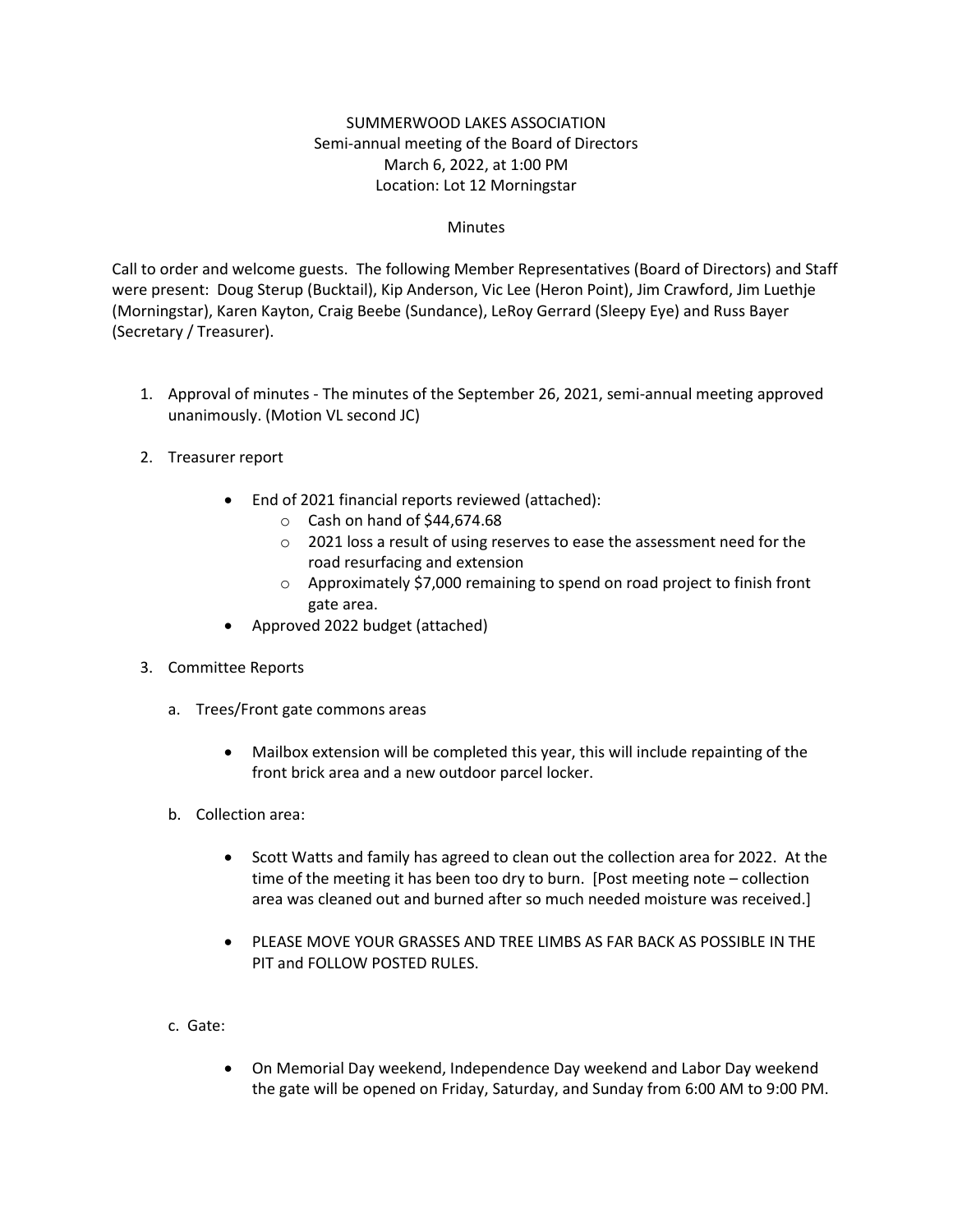SUMMERWOOD LAKES ASSOCIATION
Semi-annual meeting of the Board of Directors
March 6, 2022, at 1:00 PM
Location: Lot 12 Morningstar

Minutes

Call to order and welcome guests. The following Member Representatives (Board of Directors) and Staff were present: Doug Sterup (Bucktail), Kip Anderson, Vic Lee (Heron Point), Jim Crawford, Jim Luethje (Morningstar), Karen Kayton, Craig Beebe (Sundance), LeRoy Gerrard (Sleepy Eye) and Russ Bayer (Secretary / Treasurer).

1. Approval of minutes - The minutes of the September 26, 2021, semi-annual meeting approved unanimously. (Motion VL second JC)

2. Treasurer report

    - End of 2021 financial reports reviewed (attached):
        - Cash on hand of $44,674.68
        - 2021 loss a result of using reserves to ease the assessment need for the road resurfacing and extension
        - Approximately $7,000 remaining to spend on road project to finish front gate area.
    - Approved 2022 budget (attached)

3. Committee Reports

    a. Trees/Front gate commons areas

    - Mailbox extension will be completed this year, this will include repainting of the front brick area and a new outdoor parcel locker.

    b. Collection area:

    - Scott Watts and family has agreed to clean out the collection area for 2022. At the time of the meeting it has been too dry to burn. [Post meeting note – collection area was cleaned out and burned after so much needed moisture was received.]

    - PLEASE MOVE YOUR GRASSES AND TREE LIMBS AS FAR BACK AS POSSIBLE IN THE PIT and FOLLOW POSTED RULES.

    c. Gate:

    - On Memorial Day weekend, Independence Day weekend and Labor Day weekend the gate will be opened on Friday, Saturday, and Sunday from 6:00 AM to 9:00 PM.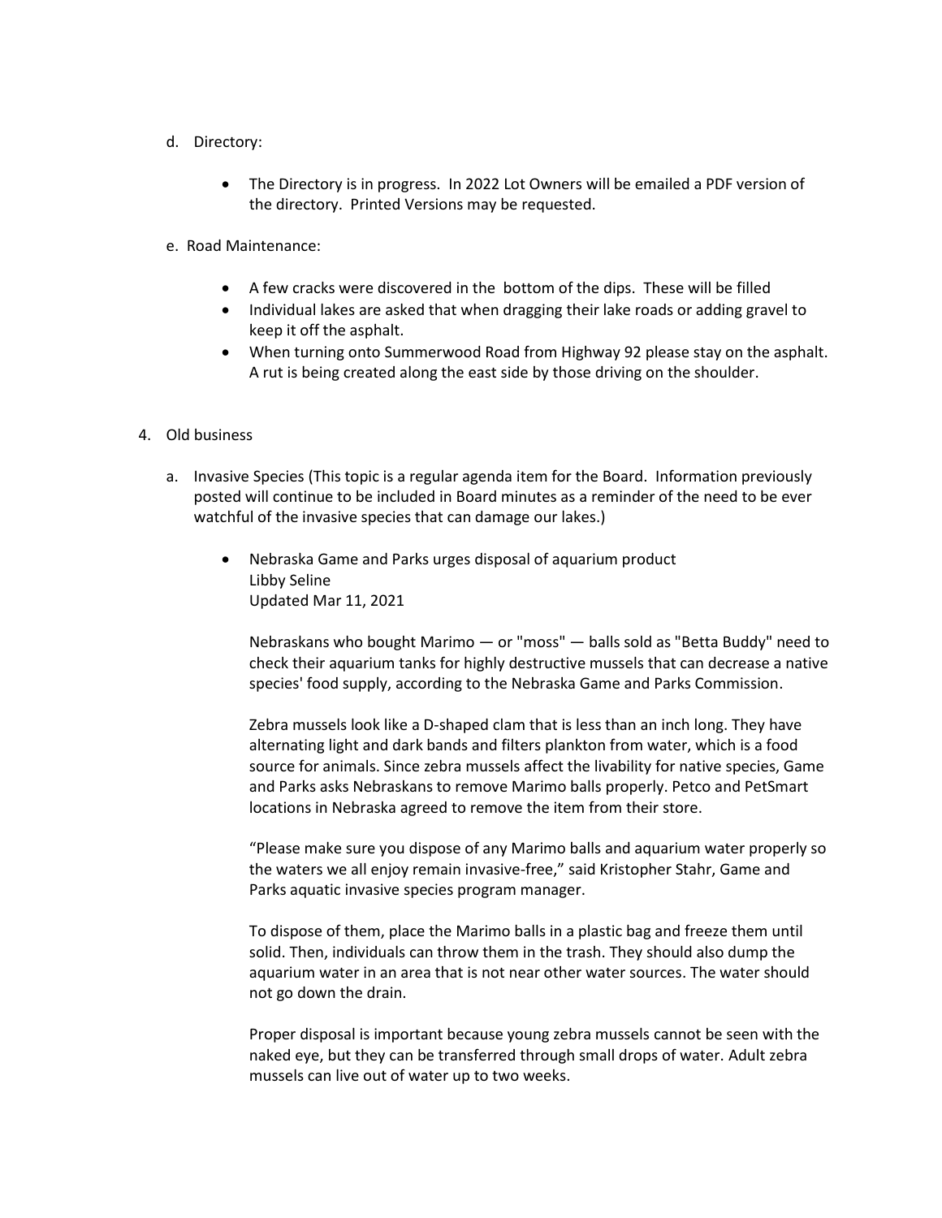d. Directory:

- The Directory is in progress. In 2022 Lot Owners will be emailed a PDF version of the directory. Printed Versions may be requested.

e. Road Maintenance:

- A few cracks were discovered in the bottom of the dips. These will be filled
- Individual lakes are asked that when dragging their lake roads or adding gravel to keep it off the asphalt.
- When turning onto Summerwood Road from Highway 92 please stay on the asphalt. A rut is being created along the east side by those driving on the shoulder.

4. Old business

a. Invasive Species (This topic is a regular agenda item for the Board. Information previously posted will continue to be included in Board minutes as a reminder of the need to be ever watchful of the invasive species that can damage our lakes.)

- Nebraska Game and Parks urges disposal of aquarium product
  Libby Seline
  Updated Mar 11, 2021

  Nebraskans who bought Marimo — or "moss" — balls sold as "Betta Buddy" need to check their aquarium tanks for highly destructive mussels that can decrease a native species' food supply, according to the Nebraska Game and Parks Commission.

  Zebra mussels look like a D-shaped clam that is less than an inch long. They have alternating light and dark bands and filters plankton from water, which is a food source for animals. Since zebra mussels affect the livability for native species, Game and Parks asks Nebraskans to remove Marimo balls properly. Petco and PetSmart locations in Nebraska agreed to remove the item from their store.

  "Please make sure you dispose of any Marimo balls and aquarium water properly so the waters we all enjoy remain invasive-free," said Kristopher Stahr, Game and Parks aquatic invasive species program manager.

  To dispose of them, place the Marimo balls in a plastic bag and freeze them until solid. Then, individuals can throw them in the trash. They should also dump the aquarium water in an area that is not near other water sources. The water should not go down the drain.

  Proper disposal is important because young zebra mussels cannot be seen with the naked eye, but they can be transferred through small drops of water. Adult zebra mussels can live out of water up to two weeks.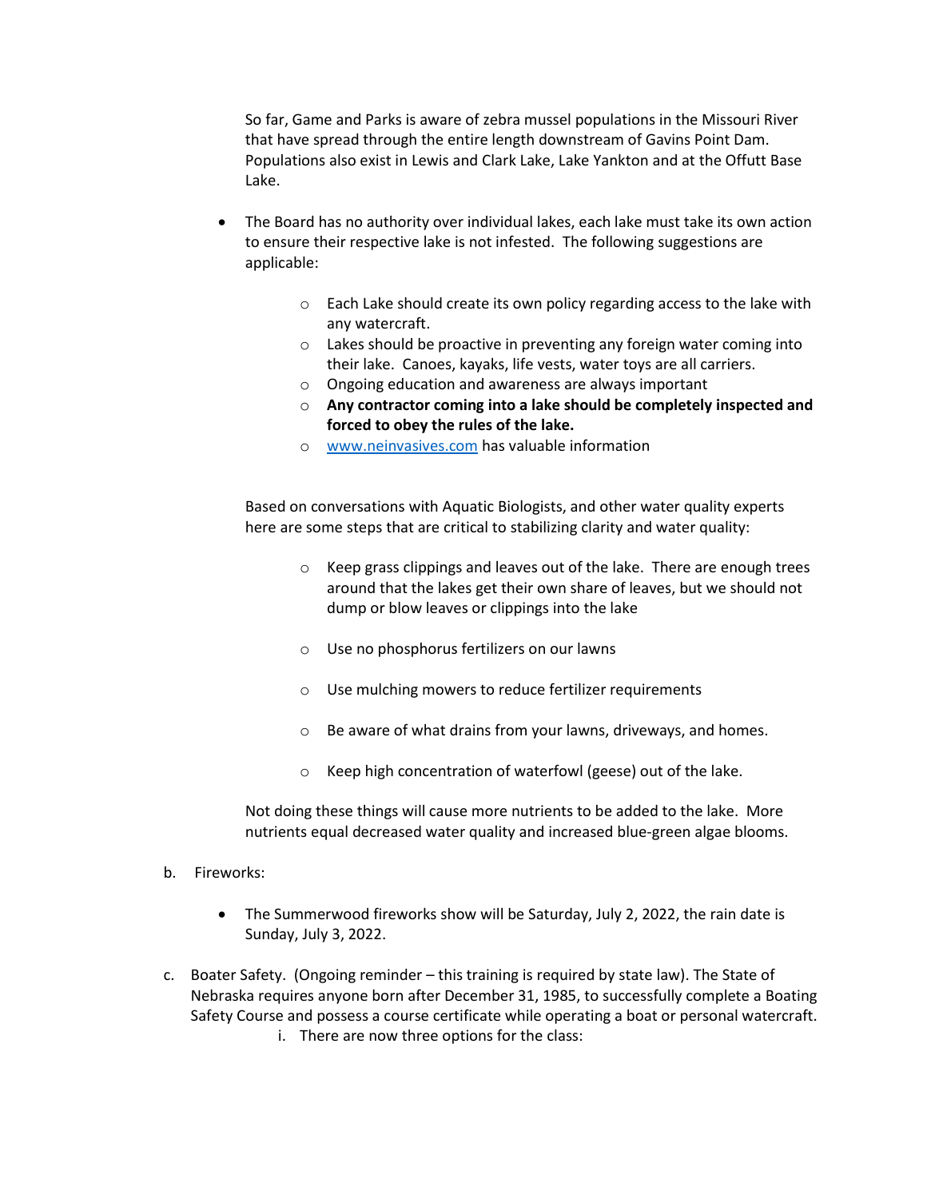So far, Game and Parks is aware of zebra mussel populations in the Missouri River that have spread through the entire length downstream of Gavins Point Dam. Populations also exist in Lewis and Clark Lake, Lake Yankton and at the Offutt Base Lake.

- The Board has no authority over individual lakes, each lake must take its own action to ensure their respective lake is not infested. The following suggestions are applicable:
  - Each Lake should create its own policy regarding access to the lake with any watercraft.
  - Lakes should be proactive in preventing any foreign water coming into their lake. Canoes, kayaks, life vests, water toys are all carriers.
  - Ongoing education and awareness are always important
  - **Any contractor coming into a lake should be completely inspected and forced to obey the rules of the lake.**
  - [www.neinvasives.com](http://www.neinvasives.com) has valuable information

Based on conversations with Aquatic Biologists, and other water quality experts here are some steps that are critical to stabilizing clarity and water quality:

- Keep grass clippings and leaves out of the lake. There are enough trees around that the lakes get their own share of leaves, but we should not dump or blow leaves or clippings into the lake
- Use no phosphorus fertilizers on our lawns
- Use mulching mowers to reduce fertilizer requirements
- Be aware of what drains from your lawns, driveways, and homes.
- Keep high concentration of waterfowl (geese) out of the lake.

Not doing these things will cause more nutrients to be added to the lake. More nutrients equal decreased water quality and increased blue-green algae blooms.

b. Fireworks:

- The Summerwood fireworks show will be Saturday, July 2, 2022, the rain date is Sunday, July 3, 2022.

c. Boater Safety. (Ongoing reminder – this training is required by state law). The State of Nebraska requires anyone born after December 31, 1985, to successfully complete a Boating Safety Course and possess a course certificate while operating a boat or personal watercraft.

   i. There are now three options for the class: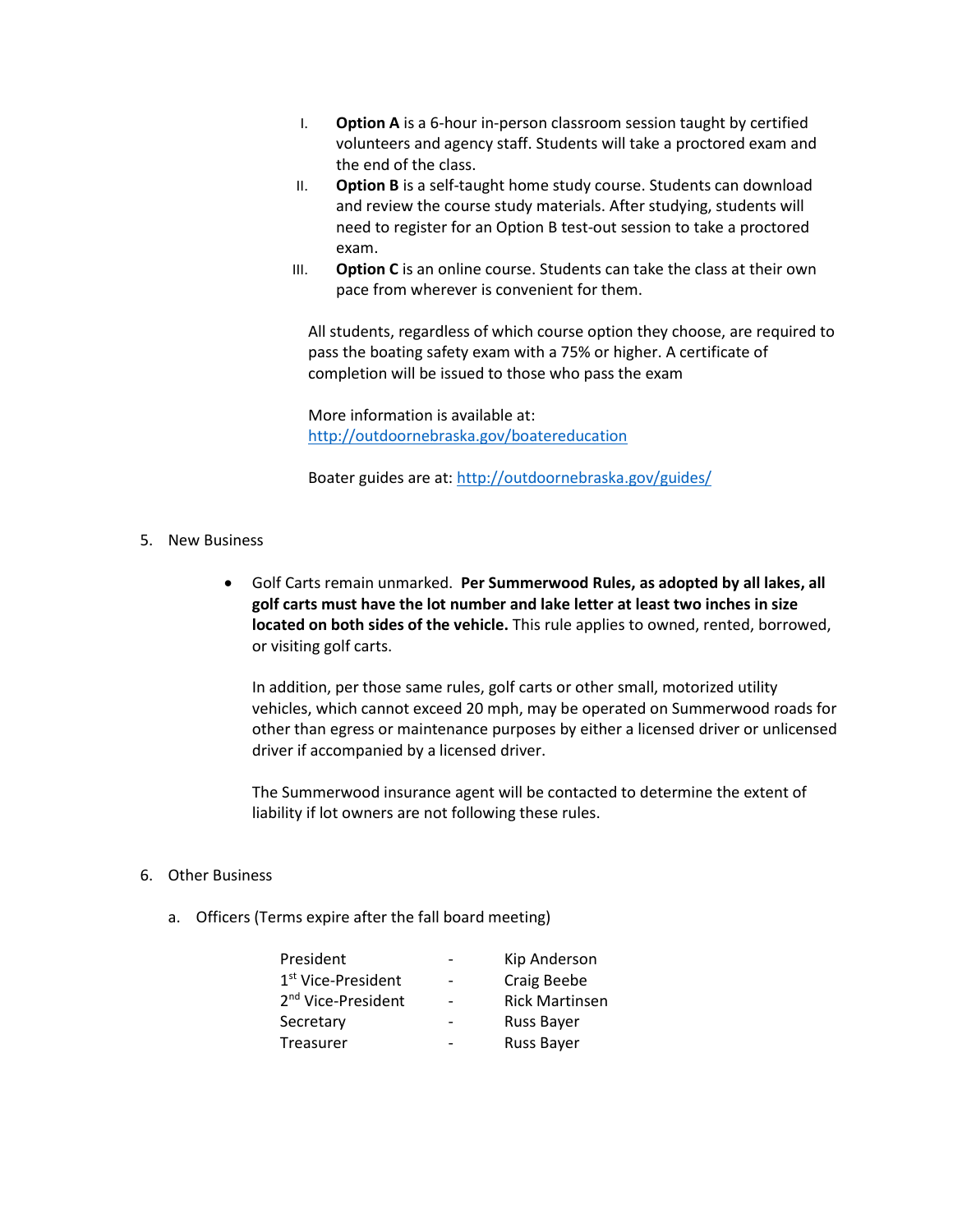I. **Option A** is a 6-hour in-person classroom session taught by certified volunteers and agency staff. Students will take a proctored exam and the end of the class.

II. **Option B** is a self-taught home study course. Students can download and review the course study materials. After studying, students will need to register for an Option B test-out session to take a proctored exam.

III. **Option C** is an online course. Students can take the class at their own pace from wherever is convenient for them.

All students, regardless of which course option they choose, are required to pass the boating safety exam with a 75% or higher. A certificate of completion will be issued to those who pass the exam

More information is available at: [http://outdoornebraska.gov/boatereducation](http://outdoornebraska.gov/boatereducation)

Boater guides are at: [http://outdoornebraska.gov/guides/](http://outdoornebraska.gov/guides/)

5. New Business

- Golf Carts remain unmarked. **Per Summerwood Rules, as adopted by all lakes, all golf carts must have the lot number and lake letter at least two inches in size located on both sides of the vehicle.** This rule applies to owned, rented, borrowed, or visiting golf carts.

  In addition, per those same rules, golf carts or other small, motorized utility vehicles, which cannot exceed 20 mph, may be operated on Summerwood roads for other than egress or maintenance purposes by either a licensed driver or unlicensed driver if accompanied by a licensed driver.

  The Summerwood insurance agent will be contacted to determine the extent of liability if lot owners are not following these rules.

6. Other Business

   a. Officers (Terms expire after the fall board meeting)

| | | |
|---|---|---|
| President | - | Kip Anderson |
| 1st Vice-President | - | Craig Beebe |
| 2nd Vice-President | - | Rick Martinsen |
| Secretary | - | Russ Bayer |
| Treasurer | - | Russ Bayer |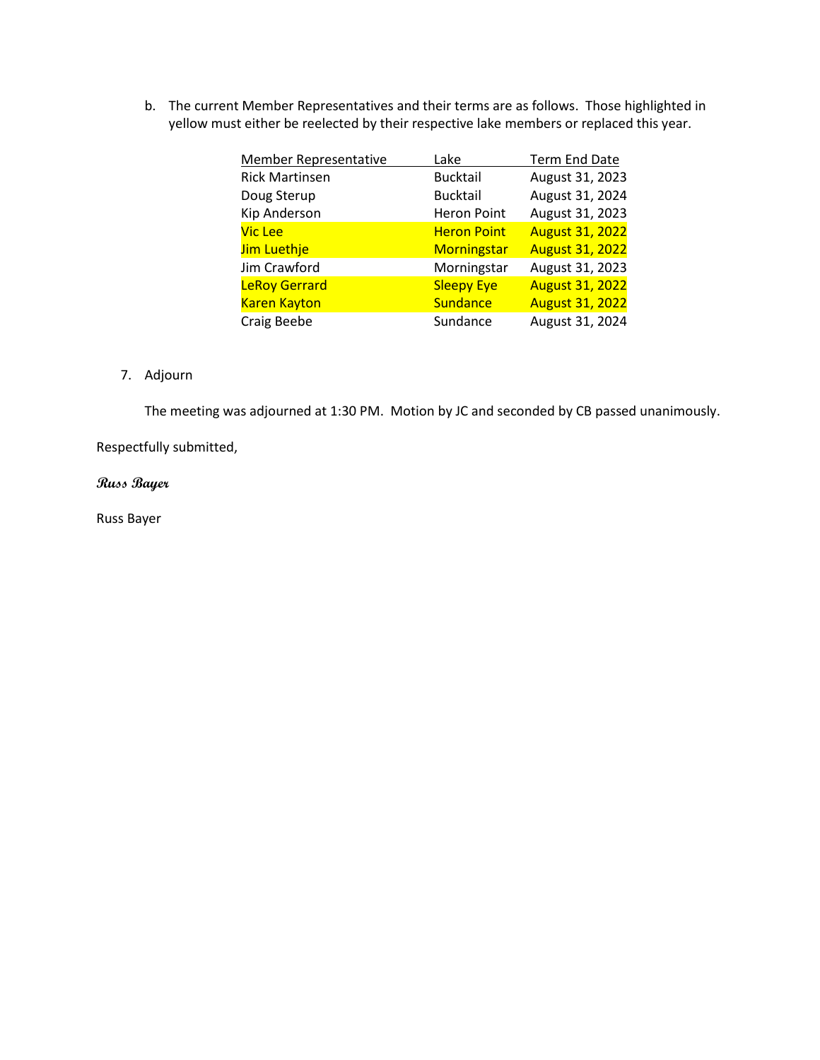b. The current Member Representatives and their terms are as follows. Those highlighted in yellow must either be reelected by their respective lake members or replaced this year.

| Member Representative | Lake | Term End Date |
|---|---|---|
| Rick Martinsen | Bucktail | August 31, 2023 |
| Doug Sterup | Bucktail | August 31, 2024 |
| Kip Anderson | Heron Point | August 31, 2023 |
| Vic Lee | Heron Point | August 31, 2022 |
| Jim Luethje | Morningstar | August 31, 2022 |
| Jim Crawford | Morningstar | August 31, 2023 |
| LeRoy Gerrard | Sleepy Eye | August 31, 2022 |
| Karen Kayton | Sundance | August 31, 2022 |
| Craig Beebe | Sundance | August 31, 2024 |

7. Adjourn

The meeting was adjourned at 1:30 PM. Motion by JC and seconded by CB passed unanimously.

Respectfully submitted,

*Russ Bayer*

Russ Bayer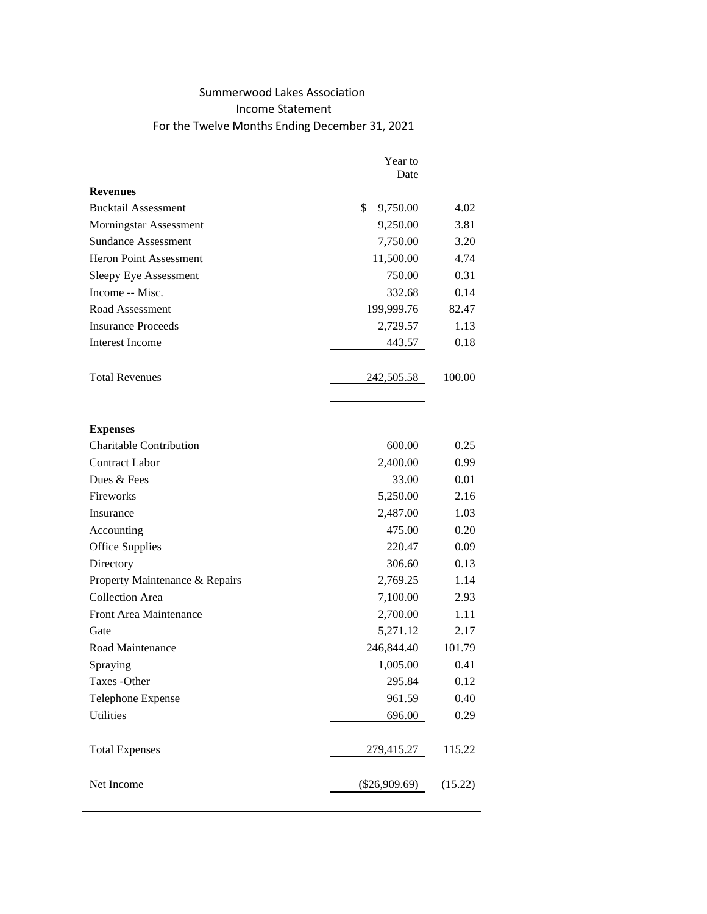Summerwood Lakes Association

Income Statement

For the Twelve Months Ending December 31, 2021

| | Year to Date | |
|---|---|---|
| **Revenues** | | |
| Bucktail Assessment | $ 9,750.00 | 4.02 |
| Morningstar Assessment | 9,250.00 | 3.81 |
| Sundance Assessment | 7,750.00 | 3.20 |
| Heron Point Assessment | 11,500.00 | 4.74 |
| Sleepy Eye Assessment | 750.00 | 0.31 |
| Income -- Misc. | 332.68 | 0.14 |
| Road Assessment | 199,999.76 | 82.47 |
| Insurance Proceeds | 2,729.57 | 1.13 |
| Interest Income | 443.57 | 0.18 |
| Total Revenues | 242,505.58 | 100.00 |
| **Expenses** | | |
| Charitable Contribution | 600.00 | 0.25 |
| Contract Labor | 2,400.00 | 0.99 |
| Dues & Fees | 33.00 | 0.01 |
| Fireworks | 5,250.00 | 2.16 |
| Insurance | 2,487.00 | 1.03 |
| Accounting | 475.00 | 0.20 |
| Office Supplies | 220.47 | 0.09 |
| Directory | 306.60 | 0.13 |
| Property Maintenance & Repairs | 2,769.25 | 1.14 |
| Collection Area | 7,100.00 | 2.93 |
| Front Area Maintenance | 2,700.00 | 1.11 |
| Gate | 5,271.12 | 2.17 |
| Road Maintenance | 246,844.40 | 101.79 |
| Spraying | 1,005.00 | 0.41 |
| Taxes -Other | 295.84 | 0.12 |
| Telephone Expense | 961.59 | 0.40 |
| Utilities | 696.00 | 0.29 |
| Total Expenses | 279,415.27 | 115.22 |
| Net Income | ($26,909.69) | (15.22) |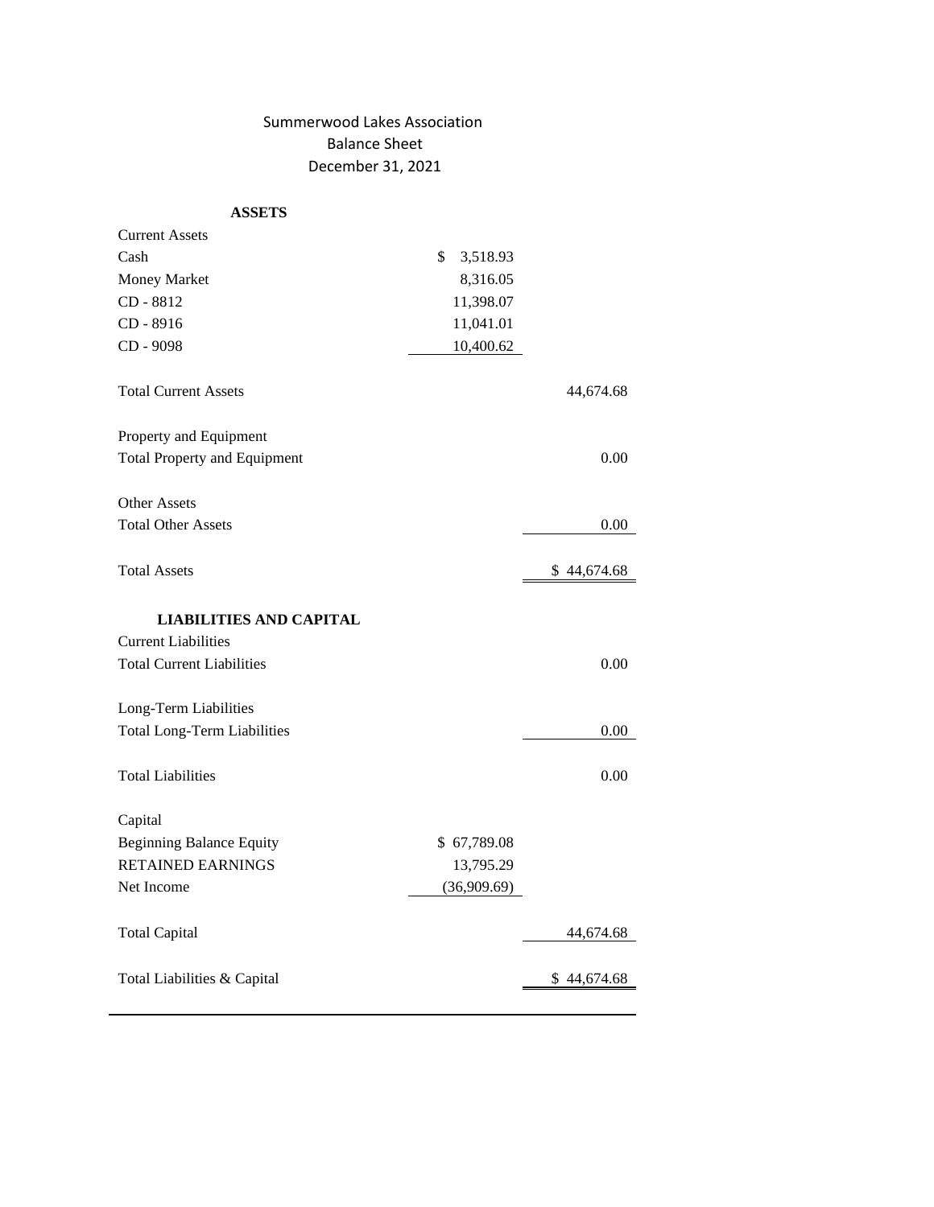# Summerwood Lakes Association
## Balance Sheet
### December 31, 2021

| | | |
|---|---|---|
| **ASSETS** | | |
| Current Assets | | |
| Cash | $ 3,518.93 | |
| Money Market | 8,316.05 | |
| CD - 8812 | 11,398.07 | |
| CD - 8916 | 11,041.01 | |
| CD - 9098 | 10,400.62 | |
| Total Current Assets | | 44,674.68 |
| Property and Equipment | | |
| Total Property and Equipment | | 0.00 |
| Other Assets | | |
| Total Other Assets | | 0.00 |
| Total Assets | | $ 44,674.68 |
| **LIABILITIES AND CAPITAL** | | |
| Current Liabilities | | |
| Total Current Liabilities | | 0.00 |
| Long-Term Liabilities | | |
| Total Long-Term Liabilities | | 0.00 |
| Total Liabilities | | 0.00 |
| Capital | | |
| Beginning Balance Equity | $ 67,789.08 | |
| RETAINED EARNINGS | 13,795.29 | |
| Net Income | (36,909.69) | |
| Total Capital | | 44,674.68 |
| Total Liabilities & Capital | | $ 44,674.68 |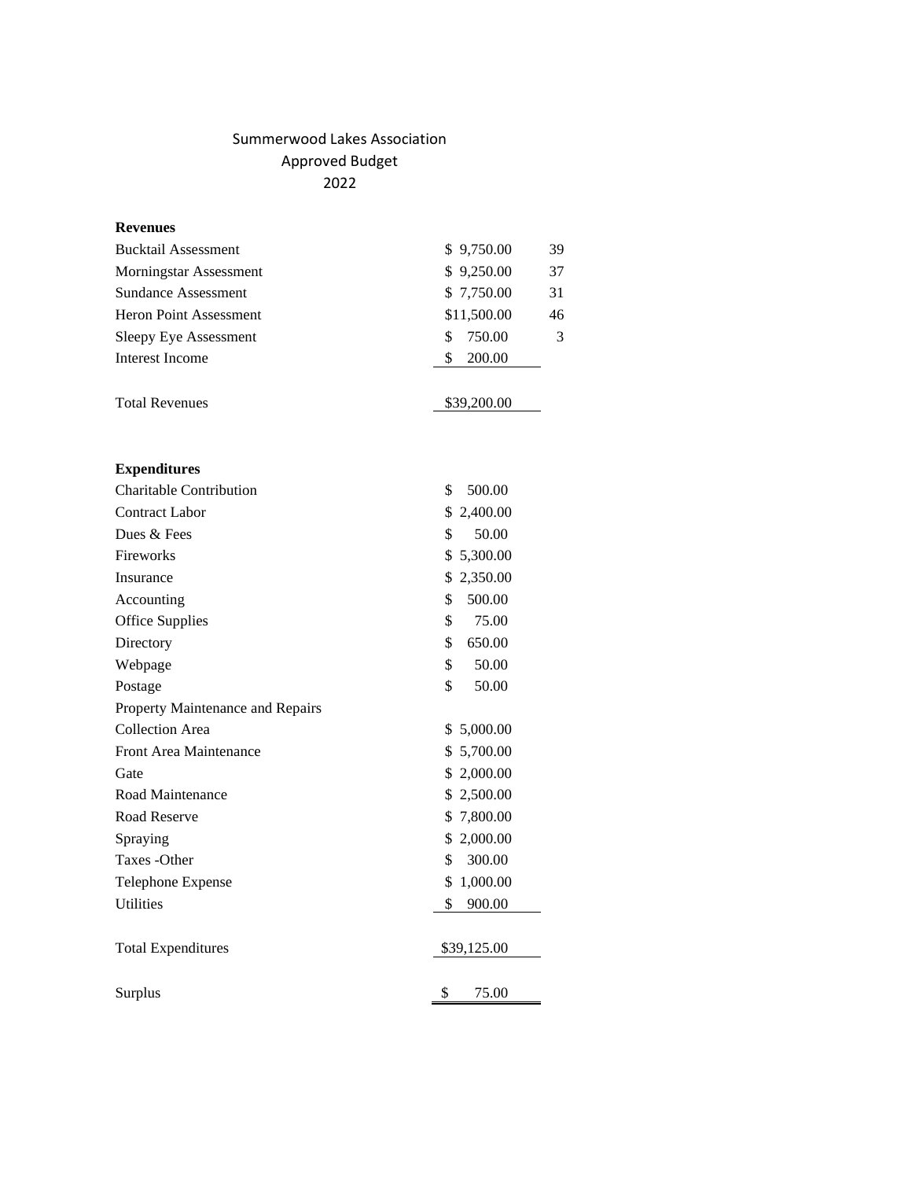Summerwood Lakes Association
Approved Budget
2022

| | | |
|---|---|---|
| **Revenues** | | |
| Bucktail Assessment | $ 9,750.00 | 39 |
| Morningstar Assessment | $ 9,250.00 | 37 |
| Sundance Assessment | $ 7,750.00 | 31 |
| Heron Point Assessment | $11,500.00 | 46 |
| Sleepy Eye Assessment | $ 750.00 | 3 |
| Interest Income | $ 200.00 | |
| | | |
| Total Revenues | $39,200.00 | |
| | | |
| **Expenditures** | | |
| Charitable Contribution | $ 500.00 | |
| Contract Labor | $ 2,400.00 | |
| Dues & Fees | $ 50.00 | |
| Fireworks | $ 5,300.00 | |
| Insurance | $ 2,350.00 | |
| Accounting | $ 500.00 | |
| Office Supplies | $ 75.00 | |
| Directory | $ 650.00 | |
| Webpage | $ 50.00 | |
| Postage | $ 50.00 | |
| Property Maintenance and Repairs | | |
| Collection Area | $ 5,000.00 | |
| Front Area Maintenance | $ 5,700.00 | |
| Gate | $ 2,000.00 | |
| Road Maintenance | $ 2,500.00 | |
| Road Reserve | $ 7,800.00 | |
| Spraying | $ 2,000.00 | |
| Taxes -Other | $ 300.00 | |
| Telephone Expense | $ 1,000.00 | |
| Utilities | $ 900.00 | |
| | | |
| Total Expenditures | $39,125.00 | |
| | | |
| Surplus | $ 75.00 | |